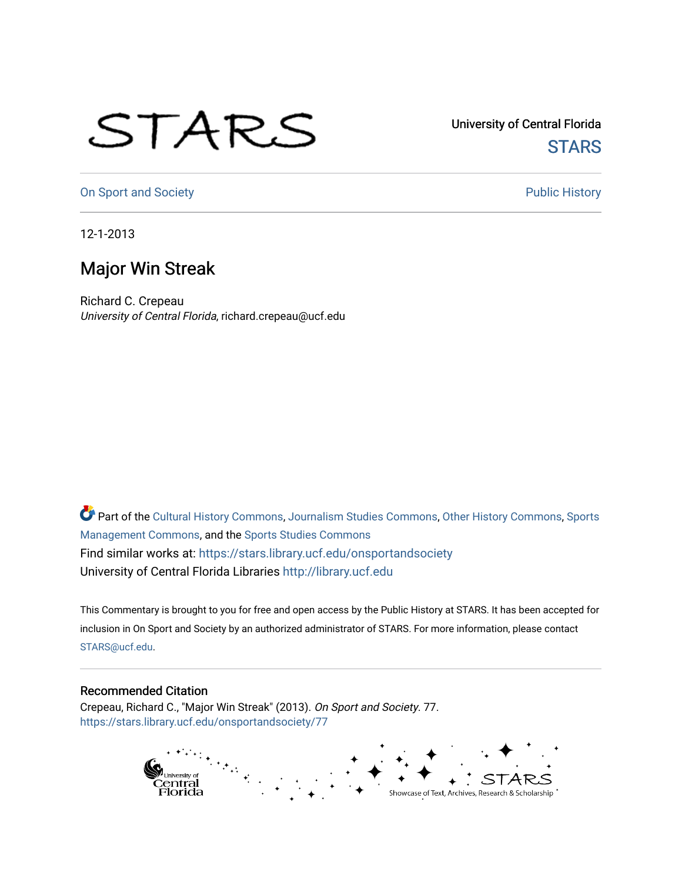STARS

University of Central Florida
STARS

On Sport and Society | Public History

12-1-2013

# Major Win Streak

Richard C. Crepeau
*University of Central Florida*, richard.crepeau@ucf.edu

Part of the Cultural History Commons, Journalism Studies Commons, Other History Commons, Sports Management Commons, and the Sports Studies Commons
Find similar works at: https://stars.library.ucf.edu/onsportandsociety
University of Central Florida Libraries http://library.ucf.edu

This Commentary is brought to you for free and open access by the Public History at STARS. It has been accepted for inclusion in On Sport and Society by an authorized administrator of STARS. For more information, please contact STARS@ucf.edu.

## Recommended Citation

Crepeau, Richard C., "Major Win Streak" (2013). *On Sport and Society*. 77.
https://stars.library.ucf.edu/onsportandsociety/77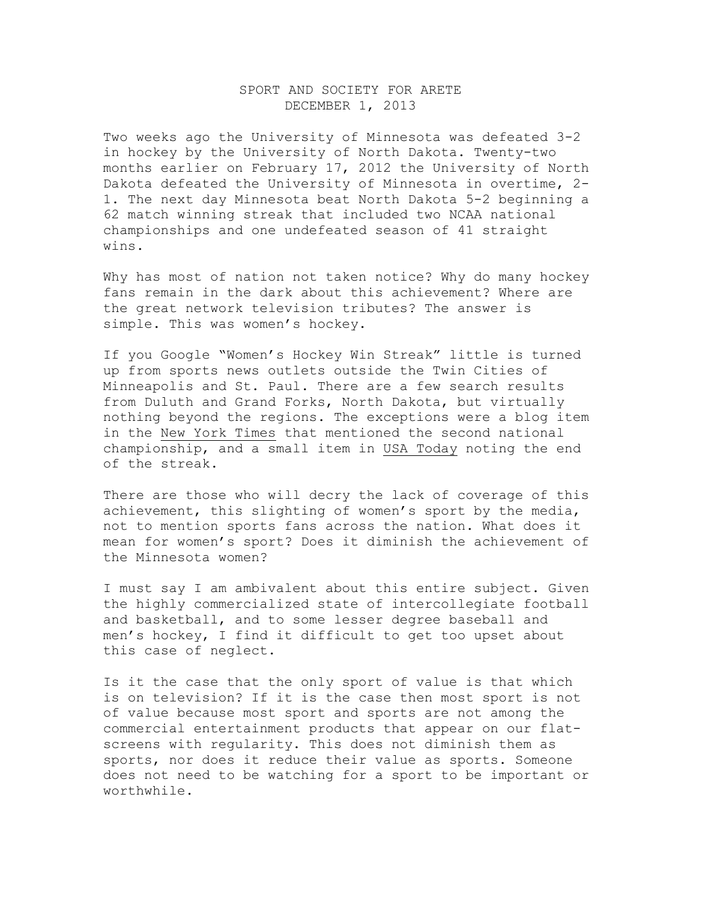# SPORT AND SOCIETY FOR ARETE
## DECEMBER 1, 2013

Two weeks ago the University of Minnesota was defeated 3-2 in hockey by the University of North Dakota. Twenty-two months earlier on February 17, 2012 the University of North Dakota defeated the University of Minnesota in overtime, 2-1. The next day Minnesota beat North Dakota 5-2 beginning a 62 match winning streak that included two NCAA national championships and one undefeated season of 41 straight wins.

Why has most of nation not taken notice? Why do many hockey fans remain in the dark about this achievement? Where are the great network television tributes? The answer is simple. This was women's hockey.

If you Google "Women's Hockey Win Streak" little is turned up from sports news outlets outside the Twin Cities of Minneapolis and St. Paul. There are a few search results from Duluth and Grand Forks, North Dakota, but virtually nothing beyond the regions. The exceptions were a blog item in the New York Times that mentioned the second national championship, and a small item in USA Today noting the end of the streak.

There are those who will decry the lack of coverage of this achievement, this slighting of women's sport by the media, not to mention sports fans across the nation. What does it mean for women's sport? Does it diminish the achievement of the Minnesota women?

I must say I am ambivalent about this entire subject. Given the highly commercialized state of intercollegiate football and basketball, and to some lesser degree baseball and men's hockey, I find it difficult to get too upset about this case of neglect.

Is it the case that the only sport of value is that which is on television? If it is the case then most sport is not of value because most sport and sports are not among the commercial entertainment products that appear on our flat-screens with regularity. This does not diminish them as sports, nor does it reduce their value as sports. Someone does not need to be watching for a sport to be important or worthwhile.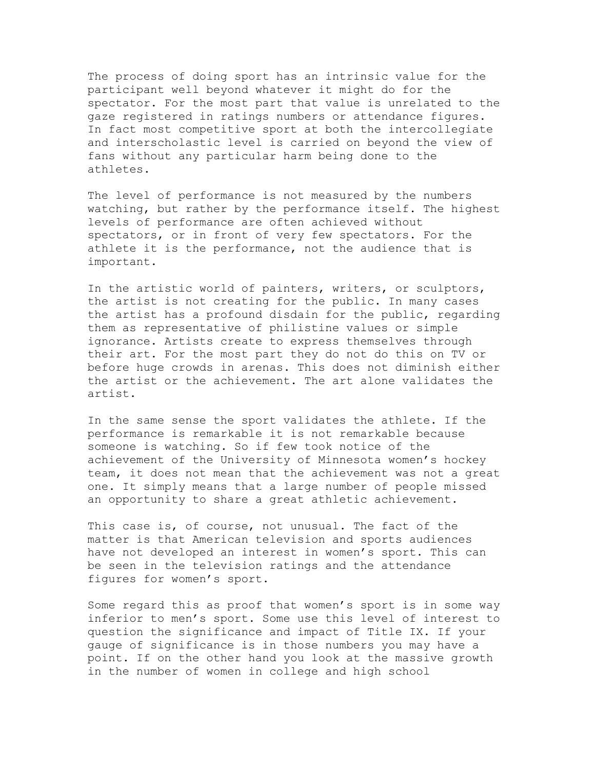The process of doing sport has an intrinsic value for the participant well beyond whatever it might do for the spectator. For the most part that value is unrelated to the gaze registered in ratings numbers or attendance figures. In fact most competitive sport at both the intercollegiate and interscholastic level is carried on beyond the view of fans without any particular harm being done to the athletes.

The level of performance is not measured by the numbers watching, but rather by the performance itself. The highest levels of performance are often achieved without spectators, or in front of very few spectators. For the athlete it is the performance, not the audience that is important.

In the artistic world of painters, writers, or sculptors, the artist is not creating for the public. In many cases the artist has a profound disdain for the public, regarding them as representative of philistine values or simple ignorance. Artists create to express themselves through their art. For the most part they do not do this on TV or before huge crowds in arenas. This does not diminish either the artist or the achievement. The art alone validates the artist.

In the same sense the sport validates the athlete. If the performance is remarkable it is not remarkable because someone is watching. So if few took notice of the achievement of the University of Minnesota women's hockey team, it does not mean that the achievement was not a great one. It simply means that a large number of people missed an opportunity to share a great athletic achievement.

This case is, of course, not unusual. The fact of the matter is that American television and sports audiences have not developed an interest in women's sport. This can be seen in the television ratings and the attendance figures for women's sport.

Some regard this as proof that women's sport is in some way inferior to men's sport. Some use this level of interest to question the significance and impact of Title IX. If your gauge of significance is in those numbers you may have a point. If on the other hand you look at the massive growth in the number of women in college and high school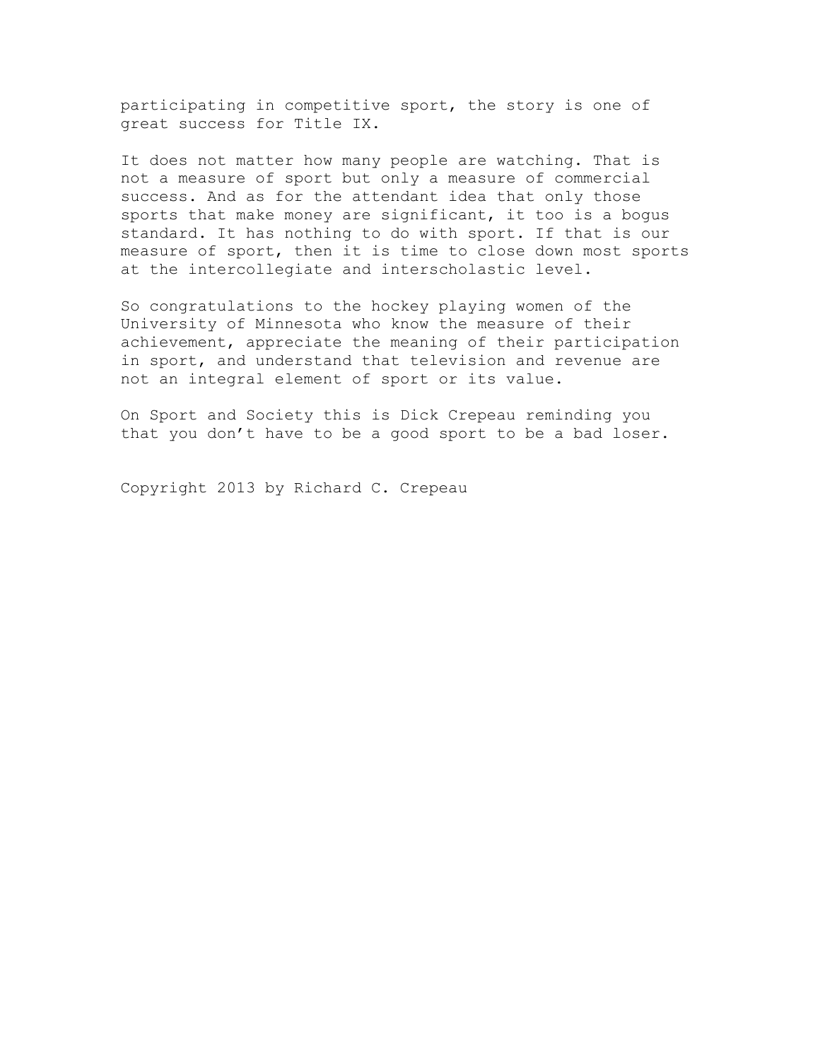participating in competitive sport, the story is one of great success for Title IX.

It does not matter how many people are watching. That is not a measure of sport but only a measure of commercial success. And as for the attendant idea that only those sports that make money are significant, it too is a bogus standard. It has nothing to do with sport. If that is our measure of sport, then it is time to close down most sports at the intercollegiate and interscholastic level.

So congratulations to the hockey playing women of the University of Minnesota who know the measure of their achievement, appreciate the meaning of their participation in sport, and understand that television and revenue are not an integral element of sport or its value.

On Sport and Society this is Dick Crepeau reminding you that you don't have to be a good sport to be a bad loser.

Copyright 2013 by Richard C. Crepeau